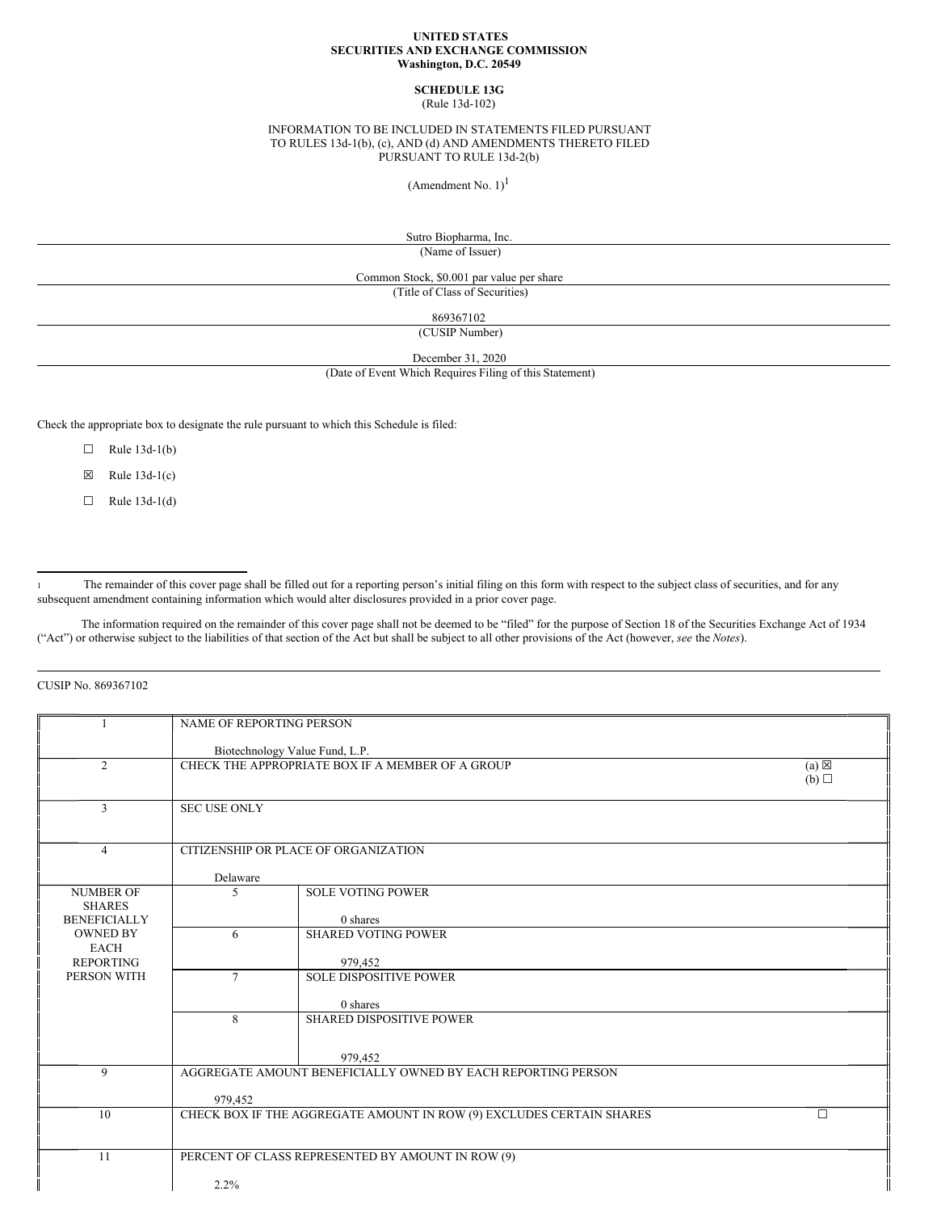**UNITED STATES**
**SECURITIES AND EXCHANGE COMMISSION**
**Washington, D.C. 20549**

**SCHEDULE 13G**
(Rule 13d-102)

INFORMATION TO BE INCLUDED IN STATEMENTS FILED PURSUANT TO RULES 13d-1(b), (c), AND (d) AND AMENDMENTS THERETO FILED PURSUANT TO RULE 13d-2(b)

(Amendment No. 1)[1]

Sutro Biopharma, Inc.
(Name of Issuer)

Common Stock, $0.001 par value per share
(Title of Class of Securities)

869367102
(CUSIP Number)

December 31, 2020
(Date of Event Which Requires Filing of this Statement)

Check the appropriate box to designate the rule pursuant to which this Schedule is filed:

☐ Rule 13d-1(b)

☒ Rule 13d-1(c)

☐ Rule 13d-1(d)

---

[1] The remainder of this cover page shall be filled out for a reporting person's initial filing on this form with respect to the subject class of securities, and for any subsequent amendment containing information which would alter disclosures provided in a prior cover page.

The information required on the remainder of this cover page shall not be deemed to be "filed" for the purpose of Section 18 of the Securities Exchange Act of 1934 ("Act") or otherwise subject to the liabilities of that section of the Act but shall be subject to all other provisions of the Act (however, *see* the *Notes*).

CUSIP No. 869367102

| | | | |
|---|---|---|---|
| 1 | NAME OF REPORTING PERSON<br><br>Biotechnology Value Fund, L.P. | | |
| 2 | CHECK THE APPROPRIATE BOX IF A MEMBER OF A GROUP | | (a) ☒<br>(b) ☐ |
| 3 | SEC USE ONLY | | |
| 4 | CITIZENSHIP OR PLACE OF ORGANIZATION<br><br>Delaware | | |
| NUMBER OF SHARES BENEFICIALLY OWNED BY EACH REPORTING PERSON WITH | 5 | SOLE VOTING POWER<br><br>0 shares | |
| | 6 | SHARED VOTING POWER<br><br>979,452 | |
| | 7 | SOLE DISPOSITIVE POWER<br><br>0 shares | |
| | 8 | SHARED DISPOSITIVE POWER<br><br>979,452 | |
| 9 | AGGREGATE AMOUNT BENEFICIALLY OWNED BY EACH REPORTING PERSON<br><br>979,452 | | |
| 10 | CHECK BOX IF THE AGGREGATE AMOUNT IN ROW (9) EXCLUDES CERTAIN SHARES | | ☐ |
| 11 | PERCENT OF CLASS REPRESENTED BY AMOUNT IN ROW (9)<br><br>2.2% | | |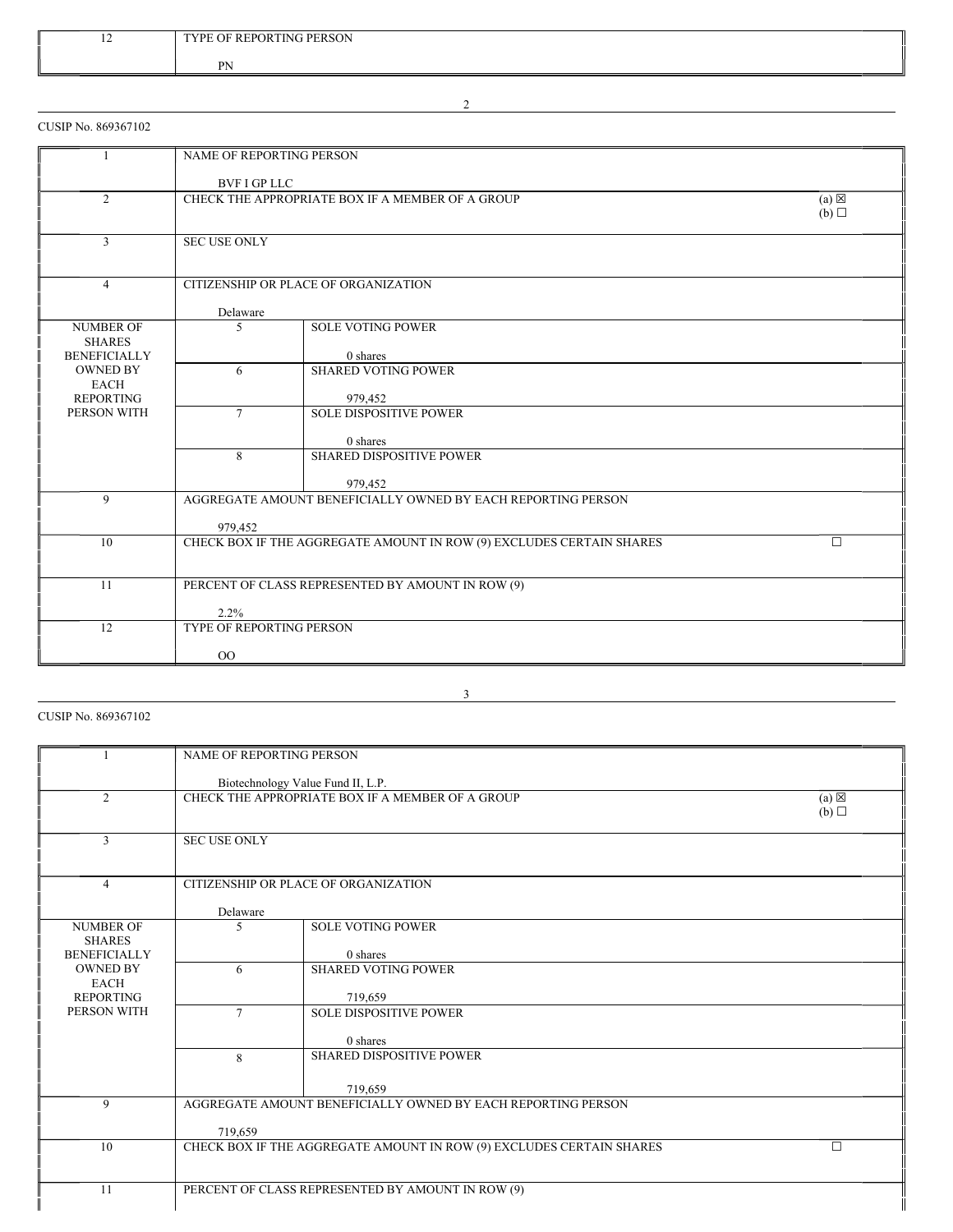| 12 | TYPE OF REPORTING PERSON |
|---|---|
| | PN |

CUSIP No. 869367102

| | | |
|---|---|---|
| 1 | NAME OF REPORTING PERSON<br><br>BVF I GP LLC | |
| 2 | CHECK THE APPROPRIATE BOX IF A MEMBER OF A GROUP | (a) ☒<br>(b) ☐ |
| 3 | SEC USE ONLY | |
| 4 | CITIZENSHIP OR PLACE OF ORGANIZATION<br><br>Delaware | |
| NUMBER OF SHARES BENEFICIALLY OWNED BY EACH REPORTING PERSON WITH | 5 | SOLE VOTING POWER<br><br>0 shares |
| | 6 | SHARED VOTING POWER<br><br>979,452 |
| | 7 | SOLE DISPOSITIVE POWER<br><br>0 shares |
| | 8 | SHARED DISPOSITIVE POWER<br><br>979,452 |
| 9 | AGGREGATE AMOUNT BENEFICIALLY OWNED BY EACH REPORTING PERSON<br><br>979,452 | |
| 10 | CHECK BOX IF THE AGGREGATE AMOUNT IN ROW (9) EXCLUDES CERTAIN SHARES | ☐ |
| 11 | PERCENT OF CLASS REPRESENTED BY AMOUNT IN ROW (9)<br><br>2.2% | |
| 12 | TYPE OF REPORTING PERSON<br><br>OO | |

CUSIP No. 869367102

| | | |
|---|---|---|
| 1 | NAME OF REPORTING PERSON<br><br>Biotechnology Value Fund II, L.P. | |
| 2 | CHECK THE APPROPRIATE BOX IF A MEMBER OF A GROUP | (a) ☒<br>(b) ☐ |
| 3 | SEC USE ONLY | |
| 4 | CITIZENSHIP OR PLACE OF ORGANIZATION<br><br>Delaware | |
| NUMBER OF SHARES BENEFICIALLY OWNED BY EACH REPORTING PERSON WITH | 5 | SOLE VOTING POWER<br><br>0 shares |
| | 6 | SHARED VOTING POWER<br><br>719,659 |
| | 7 | SOLE DISPOSITIVE POWER<br><br>0 shares |
| | 8 | SHARED DISPOSITIVE POWER<br><br>719,659 |
| 9 | AGGREGATE AMOUNT BENEFICIALLY OWNED BY EACH REPORTING PERSON<br><br>719,659 | |
| 10 | CHECK BOX IF THE AGGREGATE AMOUNT IN ROW (9) EXCLUDES CERTAIN SHARES | ☐ |
| 11 | PERCENT OF CLASS REPRESENTED BY AMOUNT IN ROW (9) | |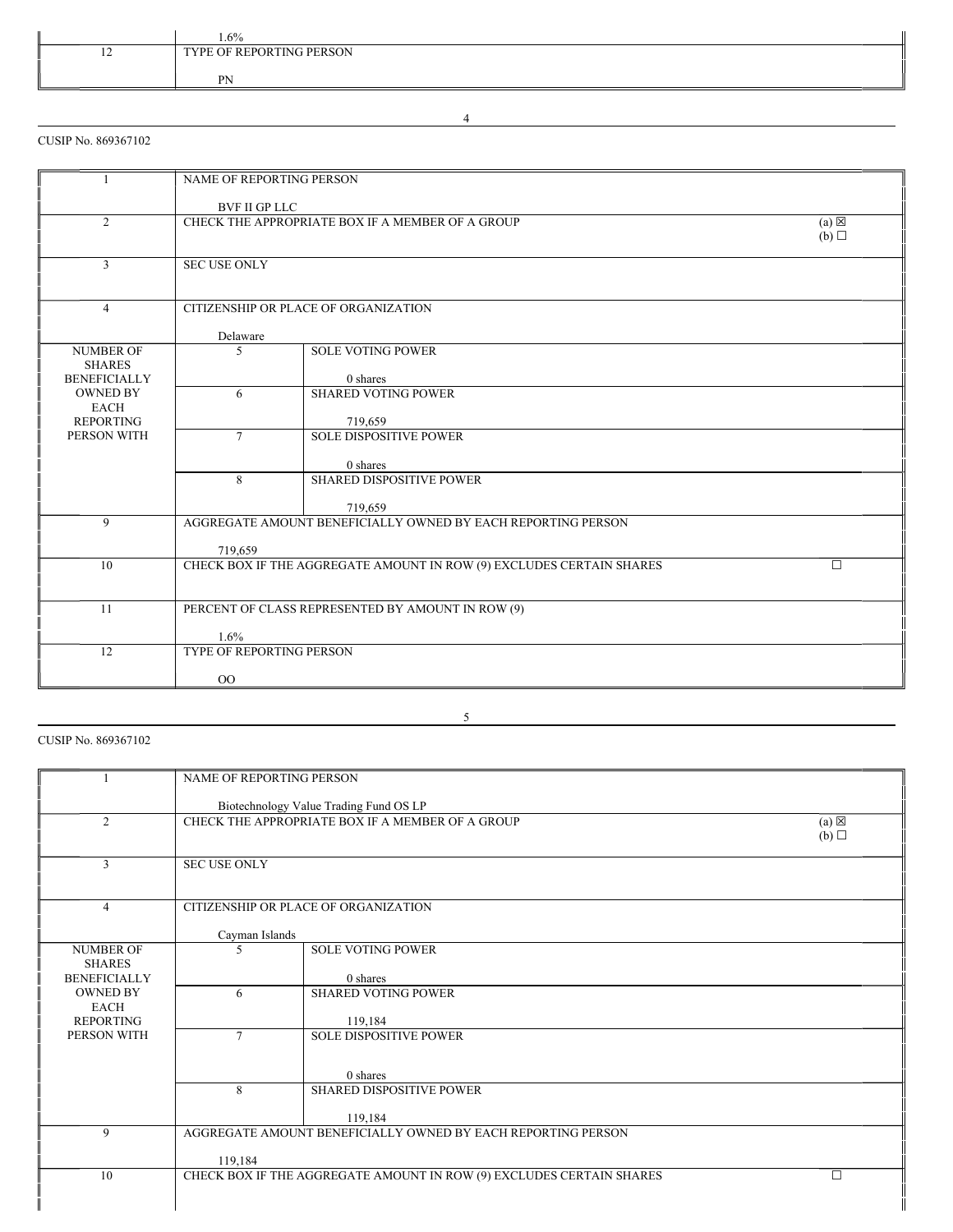| | 1.6% | |
|---|---|---|
| 12 | TYPE OF REPORTING PERSON<br><br>PN | |

CUSIP No. 869367102

| | | | |
|---|---|---|---|
| 1 | NAME OF REPORTING PERSON<br><br>BVF II GP LLC | | |
| 2 | CHECK THE APPROPRIATE BOX IF A MEMBER OF A GROUP | | (a) ☒<br>(b) ☐ |
| 3 | SEC USE ONLY | | |
| 4 | CITIZENSHIP OR PLACE OF ORGANIZATION<br><br>Delaware | | |
| NUMBER OF SHARES BENEFICIALLY OWNED BY EACH REPORTING PERSON WITH | 5 | SOLE VOTING POWER<br><br>0 shares | |
| | 6 | SHARED VOTING POWER<br><br>719,659 | |
| | 7 | SOLE DISPOSITIVE POWER<br><br>0 shares | |
| | 8 | SHARED DISPOSITIVE POWER<br><br>719,659 | |
| 9 | AGGREGATE AMOUNT BENEFICIALLY OWNED BY EACH REPORTING PERSON<br><br>719,659 | | |
| 10 | CHECK BOX IF THE AGGREGATE AMOUNT IN ROW (9) EXCLUDES CERTAIN SHARES | | ☐ |
| 11 | PERCENT OF CLASS REPRESENTED BY AMOUNT IN ROW (9)<br><br>1.6% | | |
| 12 | TYPE OF REPORTING PERSON<br><br>OO | | |

CUSIP No. 869367102

| | | | |
|---|---|---|---|
| 1 | NAME OF REPORTING PERSON<br><br>Biotechnology Value Trading Fund OS LP | | |
| 2 | CHECK THE APPROPRIATE BOX IF A MEMBER OF A GROUP | | (a) ☒<br>(b) ☐ |
| 3 | SEC USE ONLY | | |
| 4 | CITIZENSHIP OR PLACE OF ORGANIZATION<br><br>Cayman Islands | | |
| NUMBER OF SHARES BENEFICIALLY OWNED BY EACH REPORTING PERSON WITH | 5 | SOLE VOTING POWER<br><br>0 shares | |
| | 6 | SHARED VOTING POWER<br><br>119,184 | |
| | 7 | SOLE DISPOSITIVE POWER<br><br>0 shares | |
| | 8 | SHARED DISPOSITIVE POWER<br><br>119,184 | |
| 9 | AGGREGATE AMOUNT BENEFICIALLY OWNED BY EACH REPORTING PERSON<br><br>119,184 | | |
| 10 | CHECK BOX IF THE AGGREGATE AMOUNT IN ROW (9) EXCLUDES CERTAIN SHARES | | ☐ |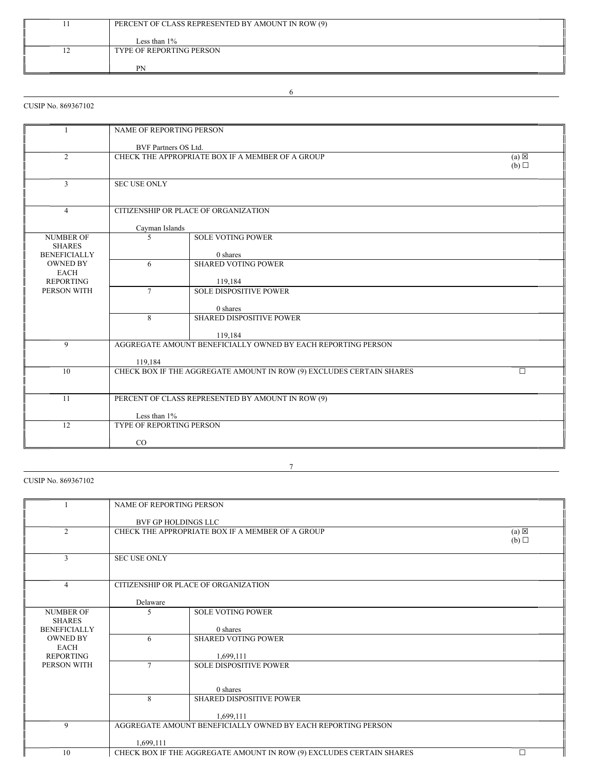| 11 | PERCENT OF CLASS REPRESENTED BY AMOUNT IN ROW (9)<br><br>Less than 1% |
|---|---|
| 12 | TYPE OF REPORTING PERSON<br><br>PN |

CUSIP No. 869367102

| 1 | NAME OF REPORTING PERSON<br><br>BVF Partners OS Ltd. | | |
|---|---|---|---|
| 2 | CHECK THE APPROPRIATE BOX IF A MEMBER OF A GROUP | | (a) ☒<br>(b) ☐ |
| 3 | SEC USE ONLY | | |
| 4 | CITIZENSHIP OR PLACE OF ORGANIZATION<br><br>Cayman Islands | | |
| NUMBER OF SHARES BENEFICIALLY OWNED BY EACH REPORTING PERSON WITH | 5 | SOLE VOTING POWER<br><br>0 shares | |
| | 6 | SHARED VOTING POWER<br><br>119,184 | |
| | 7 | SOLE DISPOSITIVE POWER<br><br>0 shares | |
| | 8 | SHARED DISPOSITIVE POWER<br><br>119,184 | |
| 9 | AGGREGATE AMOUNT BENEFICIALLY OWNED BY EACH REPORTING PERSON<br><br>119,184 | | |
| 10 | CHECK BOX IF THE AGGREGATE AMOUNT IN ROW (9) EXCLUDES CERTAIN SHARES | | ☐ |
| 11 | PERCENT OF CLASS REPRESENTED BY AMOUNT IN ROW (9)<br><br>Less than 1% | | |
| 12 | TYPE OF REPORTING PERSON<br><br>CO | | |

CUSIP No. 869367102

| 1 | NAME OF REPORTING PERSON<br><br>BVF GP HOLDINGS LLC | | |
|---|---|---|---|
| 2 | CHECK THE APPROPRIATE BOX IF A MEMBER OF A GROUP | | (a) ☒<br>(b) ☐ |
| 3 | SEC USE ONLY | | |
| 4 | CITIZENSHIP OR PLACE OF ORGANIZATION<br><br>Delaware | | |
| NUMBER OF SHARES BENEFICIALLY OWNED BY EACH REPORTING PERSON WITH | 5 | SOLE VOTING POWER<br><br>0 shares | |
| | 6 | SHARED VOTING POWER<br><br>1,699,111 | |
| | 7 | SOLE DISPOSITIVE POWER<br><br>0 shares | |
| | 8 | SHARED DISPOSITIVE POWER<br><br>1,699,111 | |
| 9 | AGGREGATE AMOUNT BENEFICIALLY OWNED BY EACH REPORTING PERSON<br><br>1,699,111 | | |
| 10 | CHECK BOX IF THE AGGREGATE AMOUNT IN ROW (9) EXCLUDES CERTAIN SHARES | | ☐ |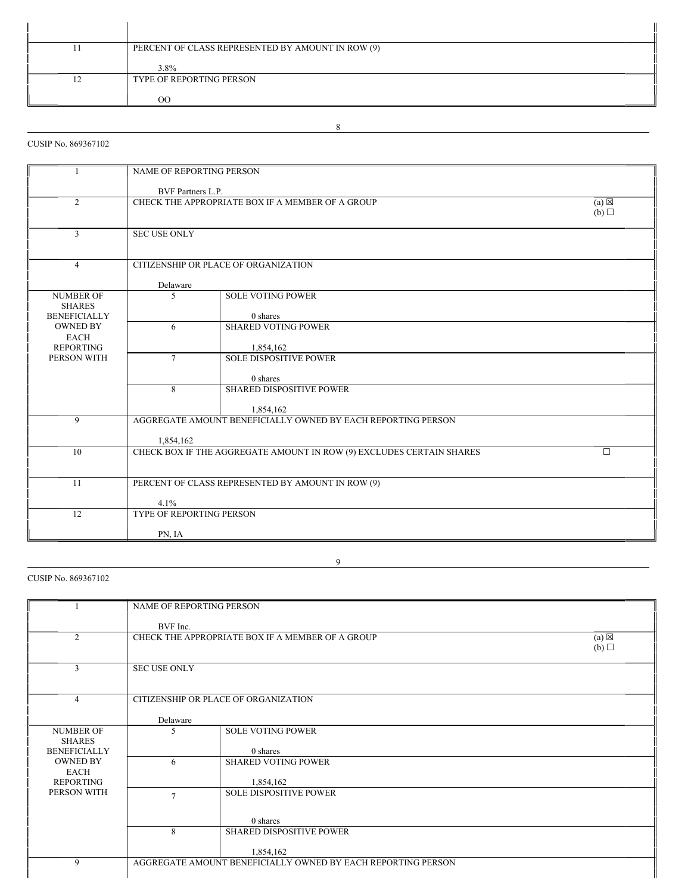| | |
|---|---|
| 11 | PERCENT OF CLASS REPRESENTED BY AMOUNT IN ROW (9)<br><br>3.8% |
| 12 | TYPE OF REPORTING PERSON<br><br>OO |

CUSIP No. 869367102

| | | | |
|---|---|---|---|
| 1 | NAME OF REPORTING PERSON<br><br>BVF Partners L.P. | | |
| 2 | CHECK THE APPROPRIATE BOX IF A MEMBER OF A GROUP | | (a) ☒<br>(b) ☐ |
| 3 | SEC USE ONLY | | |
| 4 | CITIZENSHIP OR PLACE OF ORGANIZATION<br><br>Delaware | | |
| NUMBER OF SHARES BENEFICIALLY OWNED BY EACH REPORTING PERSON WITH | 5 | SOLE VOTING POWER<br><br>0 shares | |
| | 6 | SHARED VOTING POWER<br><br>1,854,162 | |
| | 7 | SOLE DISPOSITIVE POWER<br><br>0 shares | |
| | 8 | SHARED DISPOSITIVE POWER<br><br>1,854,162 | |
| 9 | AGGREGATE AMOUNT BENEFICIALLY OWNED BY EACH REPORTING PERSON<br><br>1,854,162 | | |
| 10 | CHECK BOX IF THE AGGREGATE AMOUNT IN ROW (9) EXCLUDES CERTAIN SHARES | | ☐ |
| 11 | PERCENT OF CLASS REPRESENTED BY AMOUNT IN ROW (9)<br><br>4.1% | | |
| 12 | TYPE OF REPORTING PERSON<br><br>PN, IA | | |

CUSIP No. 869367102

| | | | |
|---|---|---|---|
| 1 | NAME OF REPORTING PERSON<br><br>BVF Inc. | | |
| 2 | CHECK THE APPROPRIATE BOX IF A MEMBER OF A GROUP | | (a) ☒<br>(b) ☐ |
| 3 | SEC USE ONLY | | |
| 4 | CITIZENSHIP OR PLACE OF ORGANIZATION<br><br>Delaware | | |
| NUMBER OF SHARES BENEFICIALLY OWNED BY EACH REPORTING PERSON WITH | 5 | SOLE VOTING POWER<br><br>0 shares | |
| | 6 | SHARED VOTING POWER<br><br>1,854,162 | |
| | 7 | SOLE DISPOSITIVE POWER<br><br>0 shares | |
| | 8 | SHARED DISPOSITIVE POWER<br><br>1,854,162 | |
| 9 | AGGREGATE AMOUNT BENEFICIALLY OWNED BY EACH REPORTING PERSON | | |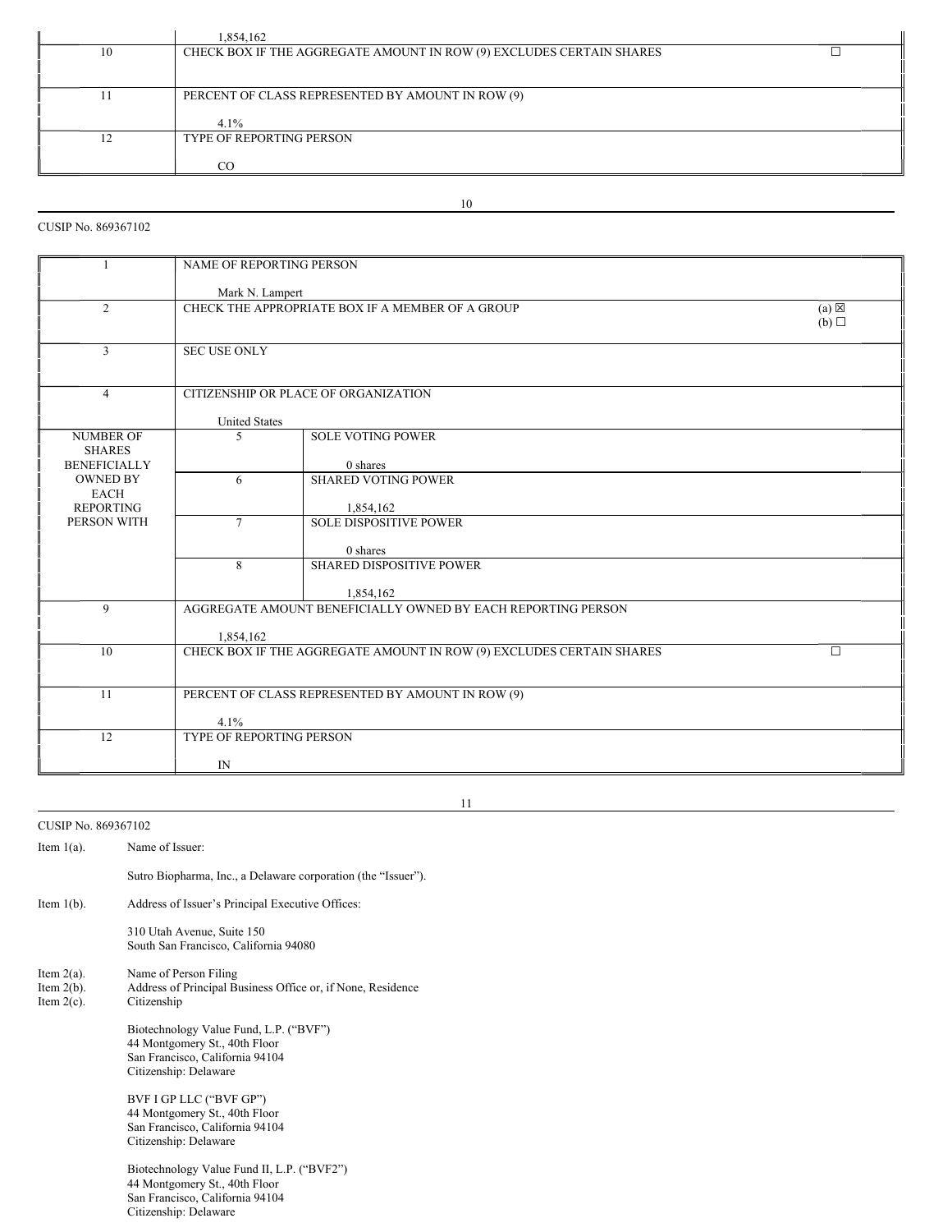| | 1,854,162 | | |
|---|---|---|---|
| 10 | CHECK BOX IF THE AGGREGATE AMOUNT IN ROW (9) EXCLUDES CERTAIN SHARES | | ☐ |
| 11 | PERCENT OF CLASS REPRESENTED BY AMOUNT IN ROW (9)<br><br>4.1% | | |
| 12 | TYPE OF REPORTING PERSON<br><br>CO | | |

CUSIP No. 869367102

| 1 | NAME OF REPORTING PERSON<br><br>Mark N. Lampert | | |
|---|---|---|---|
| 2 | CHECK THE APPROPRIATE BOX IF A MEMBER OF A GROUP | | (a) ☒<br>(b) ☐ |
| 3 | SEC USE ONLY | | |
| 4 | CITIZENSHIP OR PLACE OF ORGANIZATION<br><br>United States | | |
| NUMBER OF SHARES BENEFICIALLY OWNED BY EACH REPORTING PERSON WITH | 5 | SOLE VOTING POWER<br><br>0 shares | |
| | 6 | SHARED VOTING POWER<br><br>1,854,162 | |
| | 7 | SOLE DISPOSITIVE POWER<br><br>0 shares | |
| | 8 | SHARED DISPOSITIVE POWER<br><br>1,854,162 | |
| 9 | AGGREGATE AMOUNT BENEFICIALLY OWNED BY EACH REPORTING PERSON<br><br>1,854,162 | | |
| 10 | CHECK BOX IF THE AGGREGATE AMOUNT IN ROW (9) EXCLUDES CERTAIN SHARES | | ☐ |
| 11 | PERCENT OF CLASS REPRESENTED BY AMOUNT IN ROW (9)<br><br>4.1% | | |
| 12 | TYPE OF REPORTING PERSON<br><br>IN | | |

CUSIP No. 869367102

Item 1(a). Name of Issuer:

Sutro Biopharma, Inc., a Delaware corporation (the "Issuer").

Item 1(b). Address of Issuer's Principal Executive Offices:

310 Utah Avenue, Suite 150
South San Francisco, California 94080

Item 2(a). Name of Person Filing
Item 2(b). Address of Principal Business Office or, if None, Residence
Item 2(c). Citizenship

Biotechnology Value Fund, L.P. ("BVF")
44 Montgomery St., 40th Floor
San Francisco, California 94104
Citizenship: Delaware

BVF I GP LLC ("BVF GP")
44 Montgomery St., 40th Floor
San Francisco, California 94104
Citizenship: Delaware

Biotechnology Value Fund II, L.P. ("BVF2")
44 Montgomery St., 40th Floor
San Francisco, California 94104
Citizenship: Delaware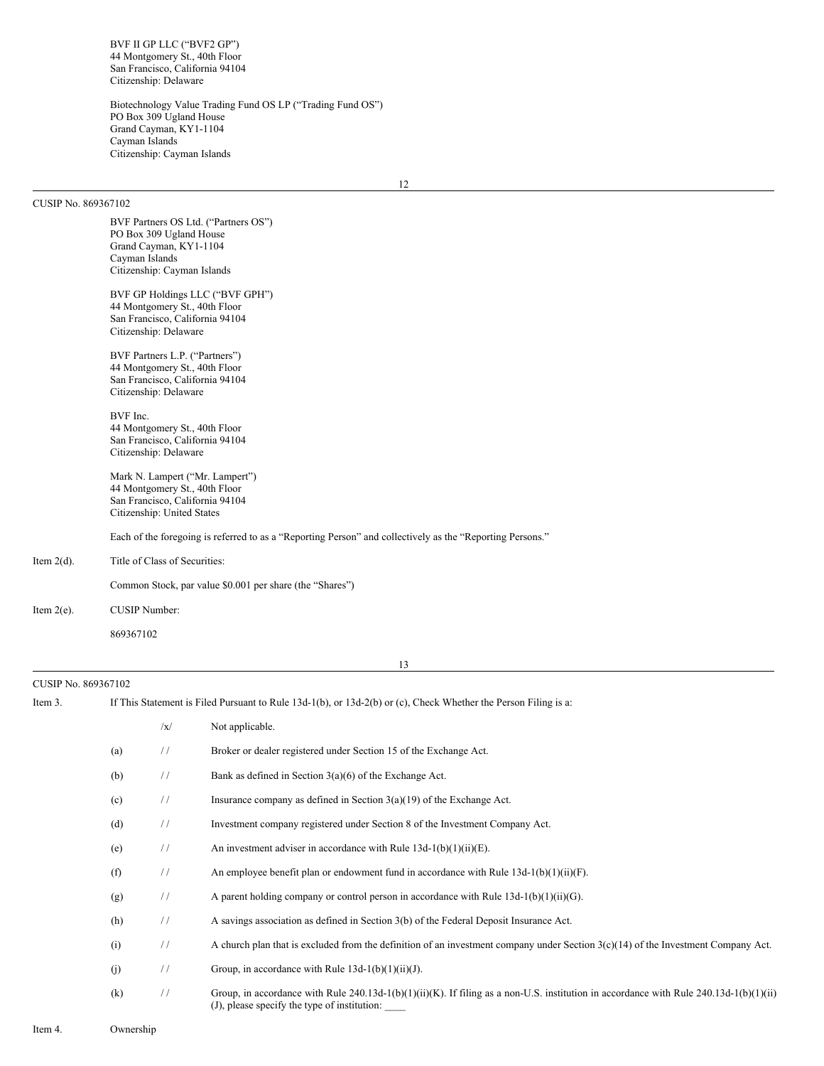BVF II GP LLC ("BVF2 GP")
44 Montgomery St., 40th Floor
San Francisco, California 94104
Citizenship: Delaware

Biotechnology Value Trading Fund OS LP ("Trading Fund OS")
PO Box 309 Ugland House
Grand Cayman, KY1-1104
Cayman Islands
Citizenship: Cayman Islands

CUSIP No. 869367102

BVF Partners OS Ltd. ("Partners OS")
PO Box 309 Ugland House
Grand Cayman, KY1-1104
Cayman Islands
Citizenship: Cayman Islands

BVF GP Holdings LLC ("BVF GPH")
44 Montgomery St., 40th Floor
San Francisco, California 94104
Citizenship: Delaware

BVF Partners L.P. ("Partners")
44 Montgomery St., 40th Floor
San Francisco, California 94104
Citizenship: Delaware

BVF Inc.
44 Montgomery St., 40th Floor
San Francisco, California 94104
Citizenship: Delaware

Mark N. Lampert ("Mr. Lampert")
44 Montgomery St., 40th Floor
San Francisco, California 94104
Citizenship: United States

Each of the foregoing is referred to as a "Reporting Person" and collectively as the "Reporting Persons."

Item 2(d). Title of Class of Securities:

Common Stock, par value $0.001 per share (the "Shares")

Item 2(e). CUSIP Number:

869367102

CUSIP No. 869367102

Item 3. If This Statement is Filed Pursuant to Rule 13d-1(b), or 13d-2(b) or (c), Check Whether the Person Filing is a:

| | | |
|---|---|---|
| | /x/ | Not applicable. |
| (a) | / / | Broker or dealer registered under Section 15 of the Exchange Act. |
| (b) | / / | Bank as defined in Section 3(a)(6) of the Exchange Act. |
| (c) | / / | Insurance company as defined in Section 3(a)(19) of the Exchange Act. |
| (d) | / / | Investment company registered under Section 8 of the Investment Company Act. |
| (e) | / / | An investment adviser in accordance with Rule 13d-1(b)(1)(ii)(E). |
| (f) | / / | An employee benefit plan or endowment fund in accordance with Rule 13d-1(b)(1)(ii)(F). |
| (g) | / / | A parent holding company or control person in accordance with Rule 13d-1(b)(1)(ii)(G). |
| (h) | / / | A savings association as defined in Section 3(b) of the Federal Deposit Insurance Act. |
| (i) | / / | A church plan that is excluded from the definition of an investment company under Section 3(c)(14) of the Investment Company Act. |
| (j) | / / | Group, in accordance with Rule 13d-1(b)(1)(ii)(J). |
| (k) | / / | Group, in accordance with Rule 240.13d-1(b)(1)(ii)(K). If filing as a non-U.S. institution in accordance with Rule 240.13d-1(b)(1)(ii)(J), please specify the type of institution: ____ |

Item 4. Ownership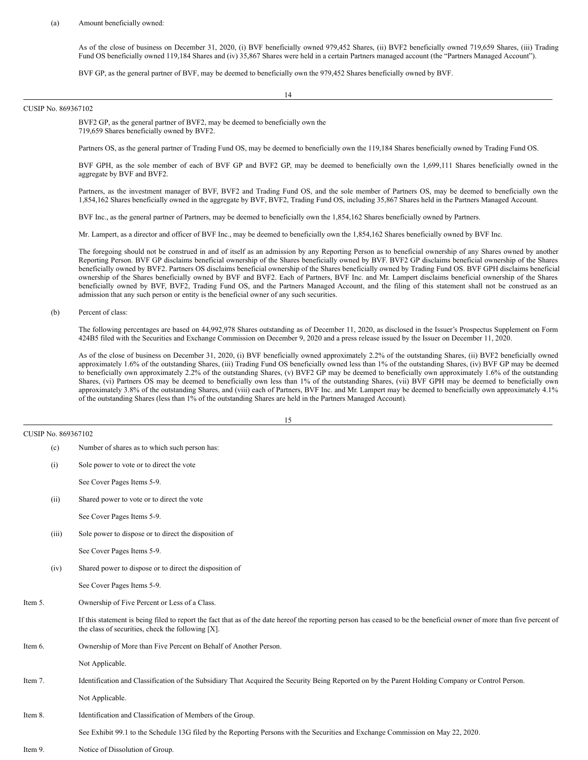(a) Amount beneficially owned:

As of the close of business on December 31, 2020, (i) BVF beneficially owned 979,452 Shares, (ii) BVF2 beneficially owned 719,659 Shares, (iii) Trading Fund OS beneficially owned 119,184 Shares and (iv) 35,867 Shares were held in a certain Partners managed account (the "Partners Managed Account").

BVF GP, as the general partner of BVF, may be deemed to beneficially own the 979,452 Shares beneficially owned by BVF.

CUSIP No. 869367102

BVF2 GP, as the general partner of BVF2, may be deemed to beneficially own the 719,659 Shares beneficially owned by BVF2.

Partners OS, as the general partner of Trading Fund OS, may be deemed to beneficially own the 119,184 Shares beneficially owned by Trading Fund OS.

BVF GPH, as the sole member of each of BVF GP and BVF2 GP, may be deemed to beneficially own the 1,699,111 Shares beneficially owned in the aggregate by BVF and BVF2.

Partners, as the investment manager of BVF, BVF2 and Trading Fund OS, and the sole member of Partners OS, may be deemed to beneficially own the 1,854,162 Shares beneficially owned in the aggregate by BVF, BVF2, Trading Fund OS, including 35,867 Shares held in the Partners Managed Account.

BVF Inc., as the general partner of Partners, may be deemed to beneficially own the 1,854,162 Shares beneficially owned by Partners.

Mr. Lampert, as a director and officer of BVF Inc., may be deemed to beneficially own the 1,854,162 Shares beneficially owned by BVF Inc.

The foregoing should not be construed in and of itself as an admission by any Reporting Person as to beneficial ownership of any Shares owned by another Reporting Person. BVF GP disclaims beneficial ownership of the Shares beneficially owned by BVF. BVF2 GP disclaims beneficial ownership of the Shares beneficially owned by BVF2. Partners OS disclaims beneficial ownership of the Shares beneficially owned by Trading Fund OS. BVF GPH disclaims beneficial ownership of the Shares beneficially owned by BVF and BVF2. Each of Partners, BVF Inc. and Mr. Lampert disclaims beneficial ownership of the Shares beneficially owned by BVF, BVF2, Trading Fund OS, and the Partners Managed Account, and the filing of this statement shall not be construed as an admission that any such person or entity is the beneficial owner of any such securities.

(b) Percent of class:

The following percentages are based on 44,992,978 Shares outstanding as of December 11, 2020, as disclosed in the Issuer's Prospectus Supplement on Form 424B5 filed with the Securities and Exchange Commission on December 9, 2020 and a press release issued by the Issuer on December 11, 2020.

As of the close of business on December 31, 2020, (i) BVF beneficially owned approximately 2.2% of the outstanding Shares, (ii) BVF2 beneficially owned approximately 1.6% of the outstanding Shares, (iii) Trading Fund OS beneficially owned less than 1% of the outstanding Shares, (iv) BVF GP may be deemed to beneficially own approximately 2.2% of the outstanding Shares, (v) BVF2 GP may be deemed to beneficially own approximately 1.6% of the outstanding Shares, (vi) Partners OS may be deemed to beneficially own less than 1% of the outstanding Shares, (vii) BVF GPH may be deemed to beneficially own approximately 3.8% of the outstanding Shares, and (viii) each of Partners, BVF Inc. and Mr. Lampert may be deemed to beneficially own approximately 4.1% of the outstanding Shares (less than 1% of the outstanding Shares are held in the Partners Managed Account).

CUSIP No. 869367102

(c) Number of shares as to which such person has:

(i) Sole power to vote or to direct the vote

See Cover Pages Items 5-9.

(ii) Shared power to vote or to direct the vote

See Cover Pages Items 5-9.

(iii) Sole power to dispose or to direct the disposition of

See Cover Pages Items 5-9.

(iv) Shared power to dispose or to direct the disposition of

See Cover Pages Items 5-9.

Item 5. Ownership of Five Percent or Less of a Class.

If this statement is being filed to report the fact that as of the date hereof the reporting person has ceased to be the beneficial owner of more than five percent of the class of securities, check the following [X].

Item 6. Ownership of More than Five Percent on Behalf of Another Person.

Not Applicable.

Item 7. Identification and Classification of the Subsidiary That Acquired the Security Being Reported on by the Parent Holding Company or Control Person.

Not Applicable.

Item 8. Identification and Classification of Members of the Group.

See Exhibit 99.1 to the Schedule 13G filed by the Reporting Persons with the Securities and Exchange Commission on May 22, 2020.

Item 9. Notice of Dissolution of Group.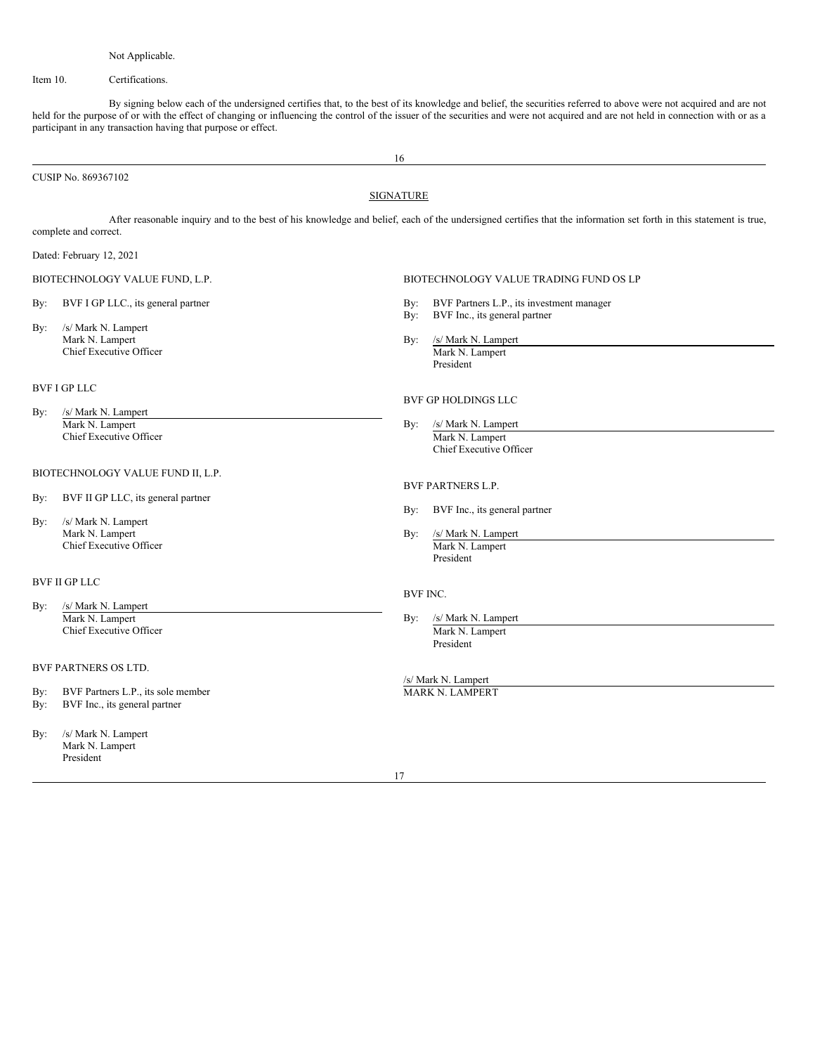Not Applicable.

Item 10. Certifications.

By signing below each of the undersigned certifies that, to the best of its knowledge and belief, the securities referred to above were not acquired and are not held for the purpose of or with the effect of changing or influencing the control of the issuer of the securities and were not acquired and are not held in connection with or as a participant in any transaction having that purpose or effect.

CUSIP No. 869367102

SIGNATURE

After reasonable inquiry and to the best of his knowledge and belief, each of the undersigned certifies that the information set forth in this statement is true, complete and correct.

Dated: February 12, 2021

BIOTECHNOLOGY VALUE FUND, L.P.

By: BVF I GP LLC., its general partner

By: /s/ Mark N. Lampert
Mark N. Lampert
Chief Executive Officer

BVF I GP LLC

By: /s/ Mark N. Lampert
Mark N. Lampert
Chief Executive Officer

BIOTECHNOLOGY VALUE FUND II, L.P.

By: BVF II GP LLC, its general partner

By: /s/ Mark N. Lampert
Mark N. Lampert
Chief Executive Officer

BVF II GP LLC

By: /s/ Mark N. Lampert
Mark N. Lampert
Chief Executive Officer

BVF PARTNERS OS LTD.

By: BVF Partners L.P., its sole member
By: BVF Inc., its general partner

By: /s/ Mark N. Lampert
Mark N. Lampert
President

BIOTECHNOLOGY VALUE TRADING FUND OS LP

By: BVF Partners L.P., its investment manager
By: BVF Inc., its general partner

By: /s/ Mark N. Lampert
Mark N. Lampert
President

BVF GP HOLDINGS LLC

By: /s/ Mark N. Lampert
Mark N. Lampert
Chief Executive Officer

BVF PARTNERS L.P.

By: BVF Inc., its general partner

By: /s/ Mark N. Lampert
Mark N. Lampert
President

BVF INC.

By: /s/ Mark N. Lampert
Mark N. Lampert
President

/s/ Mark N. Lampert
MARK N. LAMPERT